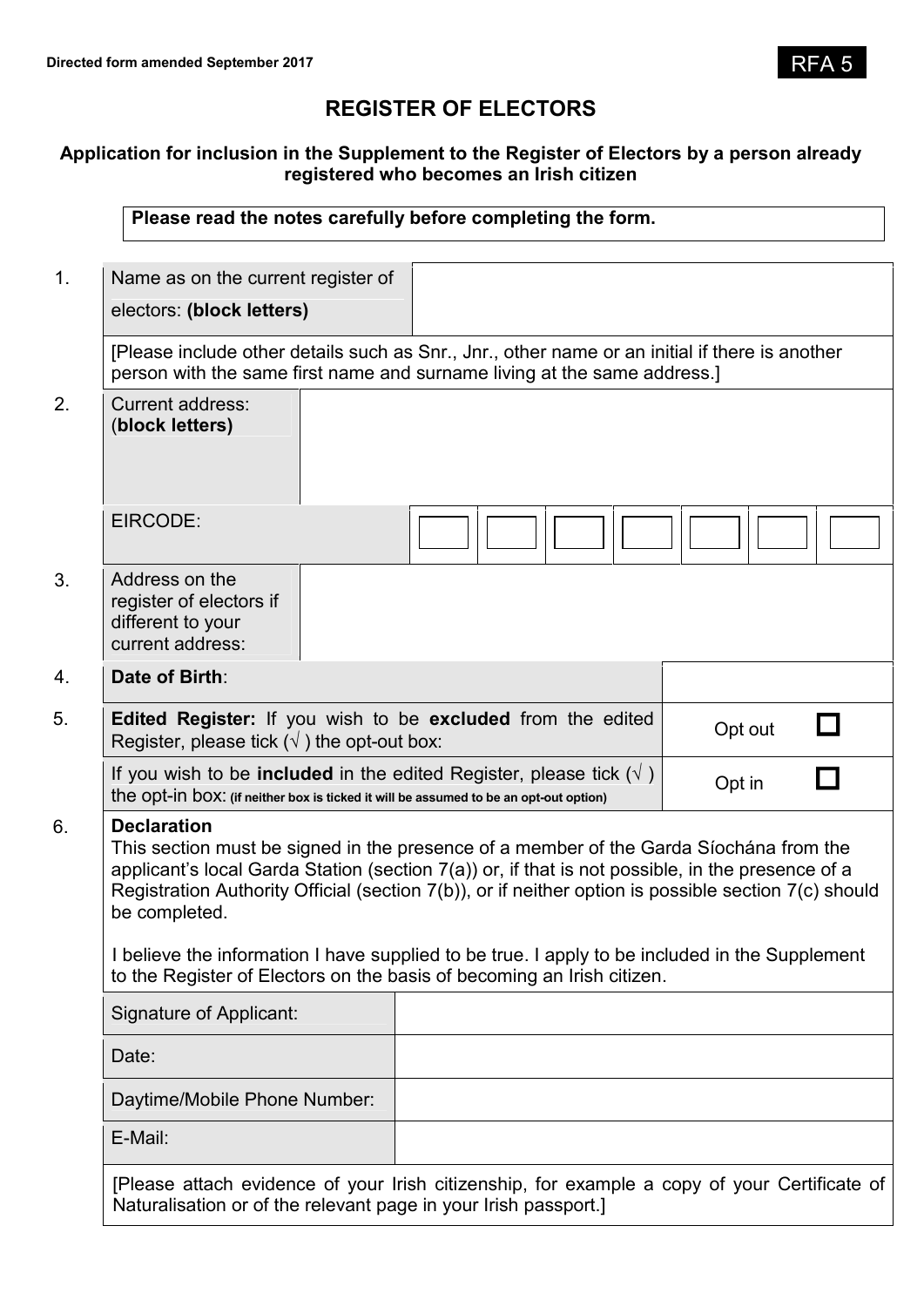Directed form amended September 2017

RFA 5

# REGISTER OF ELECTORS

**Application for inclusion in the Supplement to the Register of Electors by a person already registered who becomes an Irish citizen**

**Please read the notes carefully before completing the form.**

| | | |
|---|---|---|
| 1. | Name as on the current register of electors: **(block letters)** | |
| | [Please include other details such as Snr., Jnr., other name or an initial if there is another person with the same first name and surname living at the same address.] | |
| 2. | Current address: (**block letters)** | |
| | EIRCODE: | ☐ ☐ ☐ ☐ ☐ ☐ ☐ |
| 3. | Address on the register of electors if different to your current address: | |
| 4. | **Date of Birth**: | |
| 5. | **Edited Register:** If you wish to be **excluded** from the edited Register, please tick (√ ) the opt-out box: | Opt out ☐ |
| | If you wish to be **included** in the edited Register, please tick (√ ) the opt-in box: **(if neither box is ticked it will be assumed to be an opt-out option)** | Opt in ☐ |

6. **Declaration**
This section must be signed in the presence of a member of the Garda Síochána from the applicant's local Garda Station (section 7(a)) or, if that is not possible, in the presence of a Registration Authority Official (section 7(b)), or if neither option is possible section 7(c) should be completed.

I believe the information I have supplied to be true. I apply to be included in the Supplement to the Register of Electors on the basis of becoming an Irish citizen.

| | |
|---|---|
| Signature of Applicant: | |
| Date: | |
| Daytime/Mobile Phone Number: | |
| E-Mail: | |

[Please attach evidence of your Irish citizenship, for example a copy of your Certificate of Naturalisation or of the relevant page in your Irish passport.]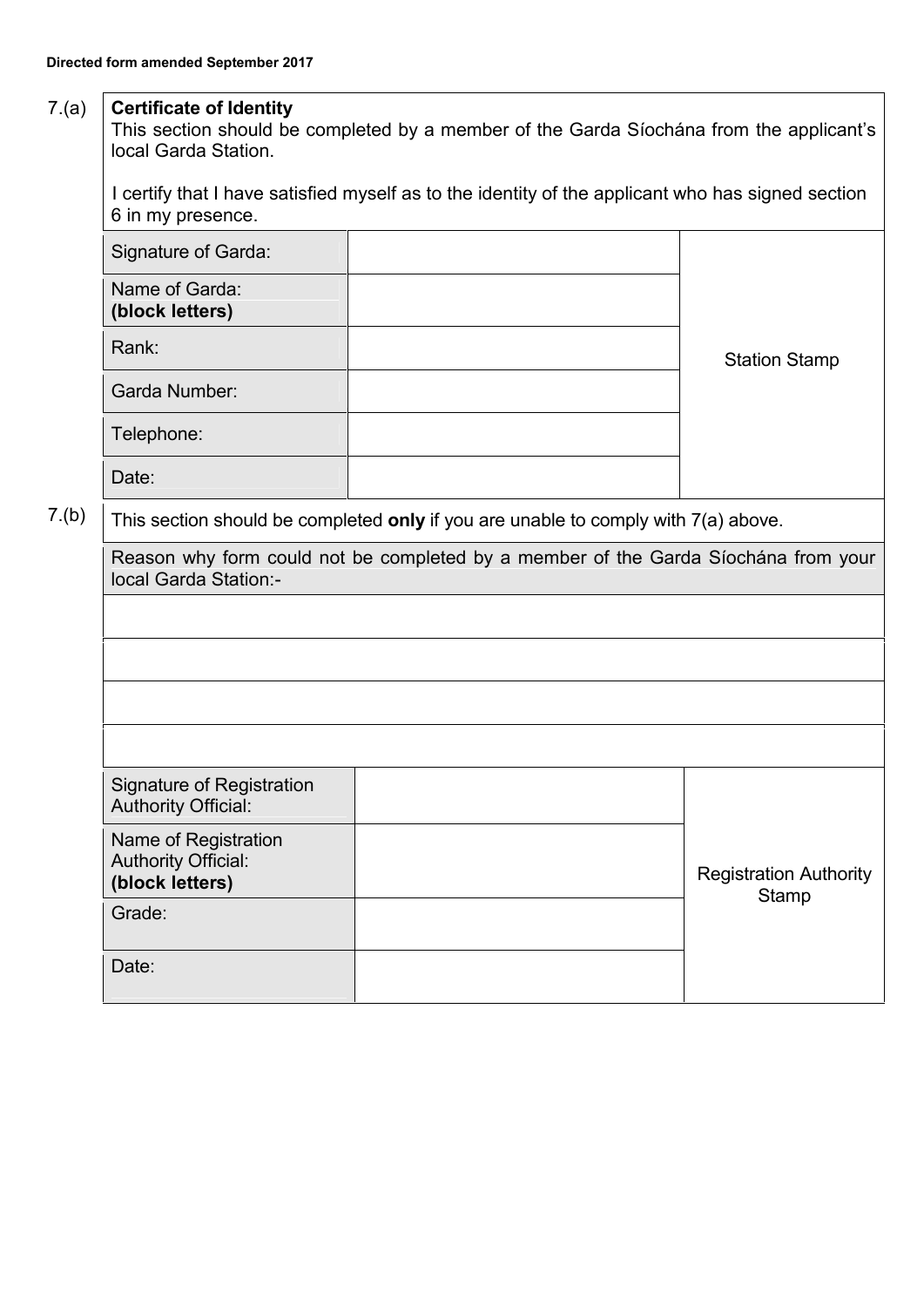**Directed form amended September 2017**

7.(a) **Certificate of Identity**

This section should be completed by a member of the Garda Síochána from the applicant's local Garda Station.

I certify that I have satisfied myself as to the identity of the applicant who has signed section 6 in my presence.

| | | |
|---|---|---|
| Signature of Garda: | | Station Stamp |
| Name of Garda: **(block letters)** | | |
| Rank: | | |
| Garda Number: | | |
| Telephone: | | |
| Date: | | |

7.(b) This section should be completed **only** if you are unable to comply with 7(a) above.

Reason why form could not be completed by a member of the Garda Síochána from your local Garda Station:-

| |
|---|
| |
| |
| |
| |

| | | |
|---|---|---|
| Signature of Registration Authority Official: | | Registration Authority Stamp |
| Name of Registration Authority Official: **(block letters)** | | |
| Grade: | | |
| Date: | | |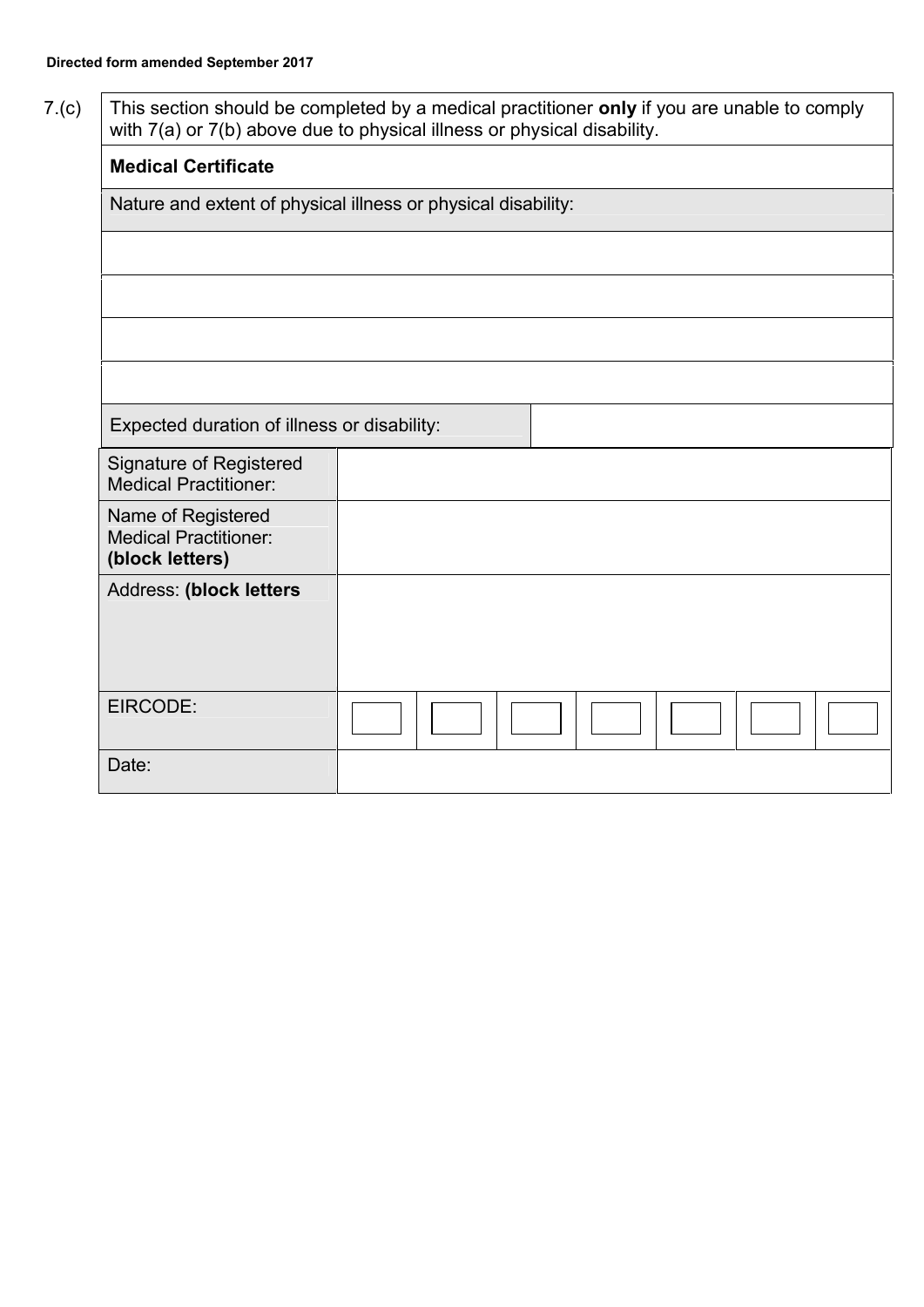**Directed form amended September 2017**

7.(c) This section should be completed by a medical practitioner **only** if you are unable to comply with 7(a) or 7(b) above due to physical illness or physical disability.

**Medical Certificate**

| Nature and extent of physical illness or physical disability: | |
|---|---|
| | |
| | |
| | |
| | |
| Expected duration of illness or disability: | |

| Signature of Registered Medical Practitioner: | | | | | | | |
|---|---|---|---|---|---|---|---|
| Name of Registered Medical Practitioner: **(block letters)** | | | | | | | |
| Address: **(block letters** | | | | | | | |
| EIRCODE: | | | | | | | |
| Date: | | | | | | | |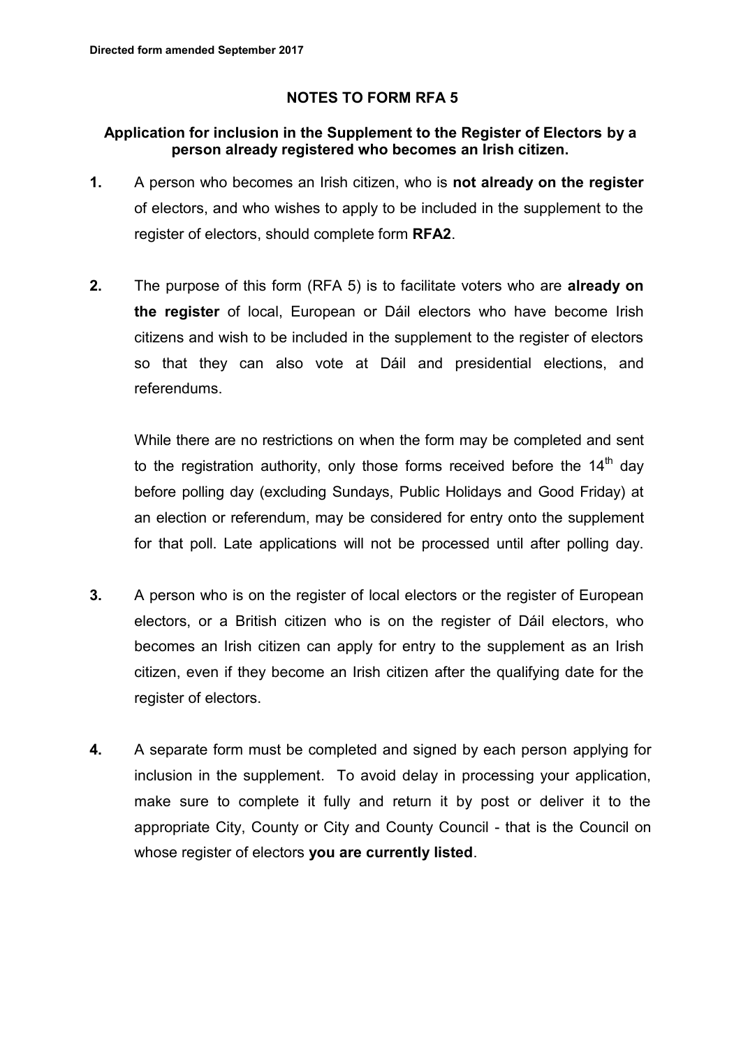**Directed form amended September 2017**

## NOTES TO FORM RFA 5

### Application for inclusion in the Supplement to the Register of Electors by a person already registered who becomes an Irish citizen.

**1.** A person who becomes an Irish citizen, who is **not already on the register** of electors, and who wishes to apply to be included in the supplement to the register of electors, should complete form **RFA2**.

**2.** The purpose of this form (RFA 5) is to facilitate voters who are **already on the register** of local, European or Dáil electors who have become Irish citizens and wish to be included in the supplement to the register of electors so that they can also vote at Dáil and presidential elections, and referendums.

While there are no restrictions on when the form may be completed and sent to the registration authority, only those forms received before the 14th day before polling day (excluding Sundays, Public Holidays and Good Friday) at an election or referendum, may be considered for entry onto the supplement for that poll. Late applications will not be processed until after polling day.

**3.** A person who is on the register of local electors or the register of European electors, or a British citizen who is on the register of Dáil electors, who becomes an Irish citizen can apply for entry to the supplement as an Irish citizen, even if they become an Irish citizen after the qualifying date for the register of electors.

**4.** A separate form must be completed and signed by each person applying for inclusion in the supplement. To avoid delay in processing your application, make sure to complete it fully and return it by post or deliver it to the appropriate City, County or City and County Council - that is the Council on whose register of electors **you are currently listed**.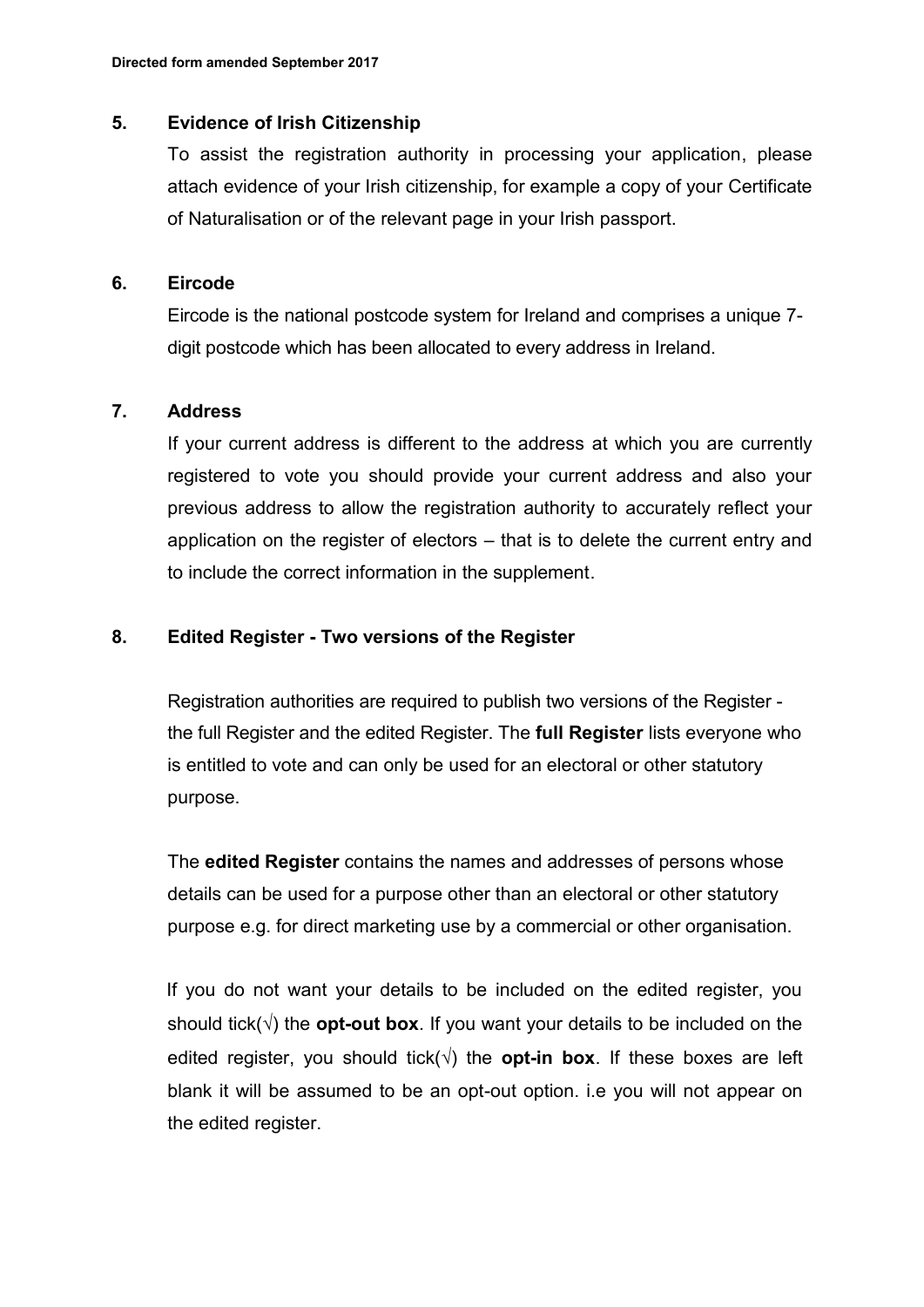## 5. Evidence of Irish Citizenship

To assist the registration authority in processing your application, please attach evidence of your Irish citizenship, for example a copy of your Certificate of Naturalisation or of the relevant page in your Irish passport.

## 6. Eircode

Eircode is the national postcode system for Ireland and comprises a unique 7-digit postcode which has been allocated to every address in Ireland.

## 7. Address

If your current address is different to the address at which you are currently registered to vote you should provide your current address and also your previous address to allow the registration authority to accurately reflect your application on the register of electors – that is to delete the current entry and to include the correct information in the supplement.

## 8. Edited Register - Two versions of the Register

Registration authorities are required to publish two versions of the Register - the full Register and the edited Register. The **full Register** lists everyone who is entitled to vote and can only be used for an electoral or other statutory purpose.

The **edited Register** contains the names and addresses of persons whose details can be used for a purpose other than an electoral or other statutory purpose e.g. for direct marketing use by a commercial or other organisation.

If you do not want your details to be included on the edited register, you should tick(√) the **opt-out box**. If you want your details to be included on the edited register, you should tick(√) the **opt-in box**. If these boxes are left blank it will be assumed to be an opt-out option. i.e you will not appear on the edited register.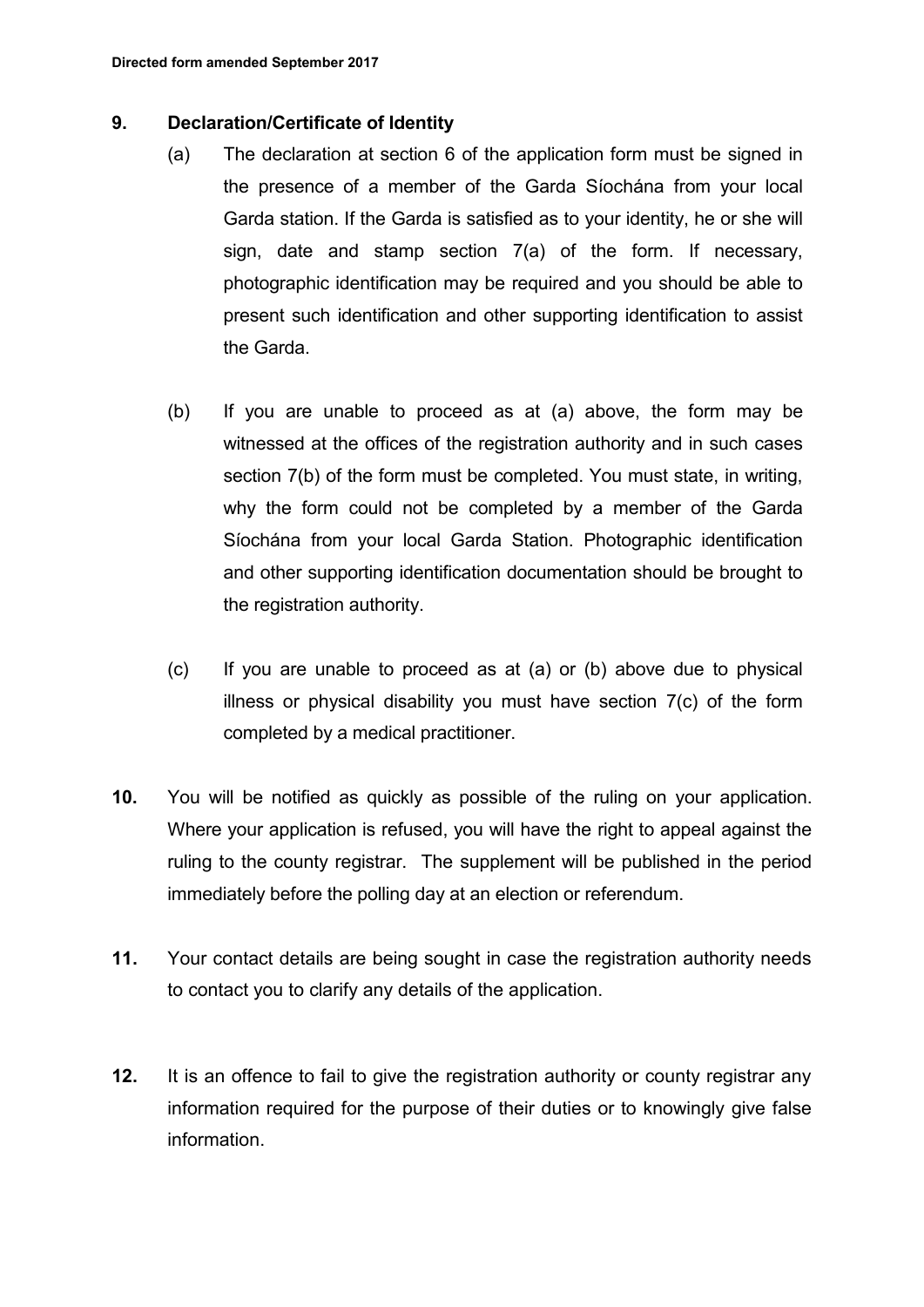**9. Declaration/Certificate of Identity**

(a) The declaration at section 6 of the application form must be signed in the presence of a member of the Garda Síochána from your local Garda station. If the Garda is satisfied as to your identity, he or she will sign, date and stamp section 7(a) of the form. If necessary, photographic identification may be required and you should be able to present such identification and other supporting identification to assist the Garda.

(b) If you are unable to proceed as at (a) above, the form may be witnessed at the offices of the registration authority and in such cases section 7(b) of the form must be completed. You must state, in writing, why the form could not be completed by a member of the Garda Síochána from your local Garda Station. Photographic identification and other supporting identification documentation should be brought to the registration authority.

(c) If you are unable to proceed as at (a) or (b) above due to physical illness or physical disability you must have section 7(c) of the form completed by a medical practitioner.

**10.** You will be notified as quickly as possible of the ruling on your application. Where your application is refused, you will have the right to appeal against the ruling to the county registrar. The supplement will be published in the period immediately before the polling day at an election or referendum.

**11.** Your contact details are being sought in case the registration authority needs to contact you to clarify any details of the application.

**12.** It is an offence to fail to give the registration authority or county registrar any information required for the purpose of their duties or to knowingly give false information.